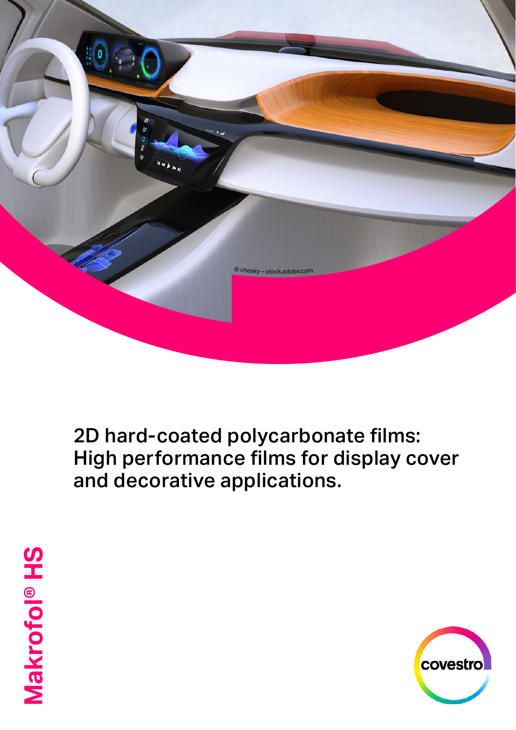© chesky – stock.adobe.com

# 2D hard-coated polycarbonate films: High performance films for display cover and decorative applications.

**Makrofol® HS**

covestro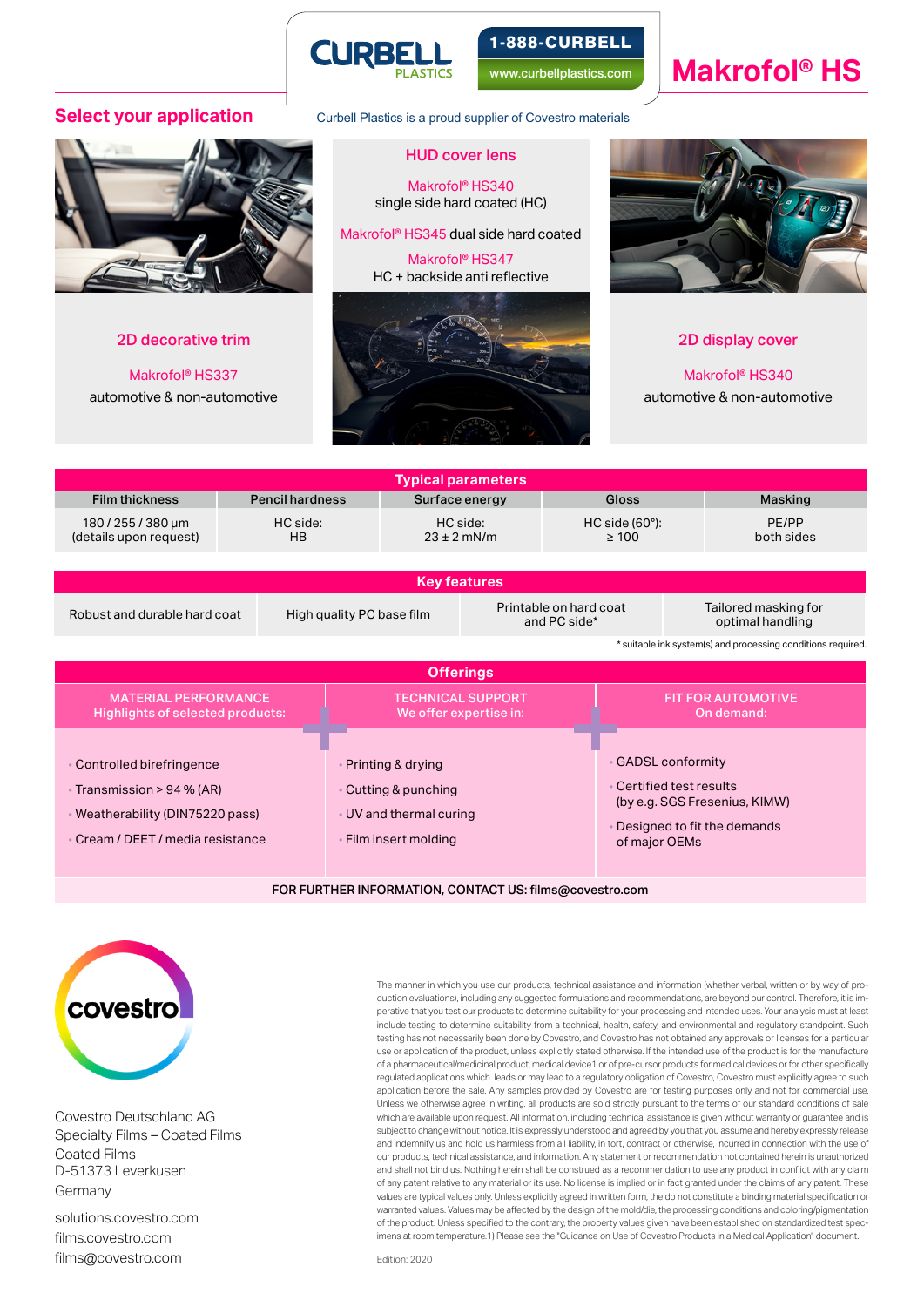CURBELL PLASTICS | 1-888-CURBELL | www.curbellplastics.com

# Makrofol® HS

## Select your application

Curbell Plastics is a proud supplier of Covestro materials

### 2D decorative trim

Makrofol® HS337
automotive & non-automotive

### HUD cover lens

Makrofol® HS340
single side hard coated (HC)

Makrofol® HS345 dual side hard coated

Makrofol® HS347
HC + backside anti reflective

### 2D display cover

Makrofol® HS340
automotive & non-automotive

| Typical parameters | | | | |
|---|---|---|---|---|
| Film thickness | Pencil hardness | Surface energy | Gloss | Masking |
| 180 / 255 / 380 µm (details upon request) | HC side: HB | HC side: 23 ± 2 mN/m | HC side (60°): ≥ 100 | PE/PP both sides |

| Key features | | | |
|---|---|---|---|
| Robust and durable hard coat | High quality PC base film | Printable on hard coat and PC side* | Tailored masking for optimal handling |

\* suitable ink system(s) and processing conditions required.

| Offerings | | |
|---|---|---|
| MATERIAL PERFORMANCE Highlights of selected products: | TECHNICAL SUPPORT We offer expertise in: | FIT FOR AUTOMOTIVE On demand: |
| · Controlled birefringence<br>· Transmission > 94 % (AR)<br>· Weatherability (DIN75220 pass)<br>· Cream / DEET / media resistance | · Printing & drying<br>· Cutting & punching<br>· UV and thermal curing<br>· Film insert molding | · GADSL conformity<br>· Certified test results (by e.g. SGS Fresenius, KIMW)<br>· Designed to fit the demands of major OEMs |

**FOR FURTHER INFORMATION, CONTACT US: films@covestro.com**

covestro

Covestro Deutschland AG
Specialty Films – Coated Films
Coated Films
D-51373 Leverkusen
Germany

solutions.covestro.com
films.covestro.com
films@covestro.com

The manner in which you use our products, technical assistance and information (whether verbal, written or by way of production evaluations), including any suggested formulations and recommendations, are beyond our control. Therefore, it is imperative that you test our products to determine suitability for your processing and intended uses. Your analysis must at least include testing to determine suitability from a technical, health, safety, and environmental and regulatory standpoint. Such testing has not necessarily been done by Covestro, and Covestro has not obtained any approvals or licenses for a particular use or application of the product, unless explicitly stated otherwise. If the intended use of the product is for the manufacture of a pharmaceutical/medicinal product, medical device1 or of pre-cursor products for medical devices or for other specifically regulated applications which leads or may lead to a regulatory obligation of Covestro, Covestro must explicitly agree to such application before the sale. Any samples provided by Covestro are for testing purposes only and not for commercial use. Unless we otherwise agree in writing, all products are sold strictly pursuant to the terms of our standard conditions of sale which are available upon request. All information, including technical assistance is given without warranty or guarantee and is subject to change without notice. It is expressly understood and agreed by you that you assume and hereby expressly release and indemnify us and hold us harmless from all liability, in tort, contract or otherwise, incurred in connection with the use of our products, technical assistance, and information. Any statement or recommendation not contained herein is unauthorized and shall not bind us. Nothing herein shall be construed as a recommendation to use any product in conflict with any claim of any patent relative to any material or its use. No license is implied or in fact granted under the claims of any patent. These values are typical values only. Unless explicitly agreed in written form, the do not constitute a binding material specification or warranted values. Values may be affected by the design of the mold/die, the processing conditions and coloring/pigmentation of the product. Unless specified to the contrary, the property values given have been established on standardized test specimens at room temperature.1) Please see the "Guidance on Use of Covestro Products in a Medical Application" document.

Edition: 2020